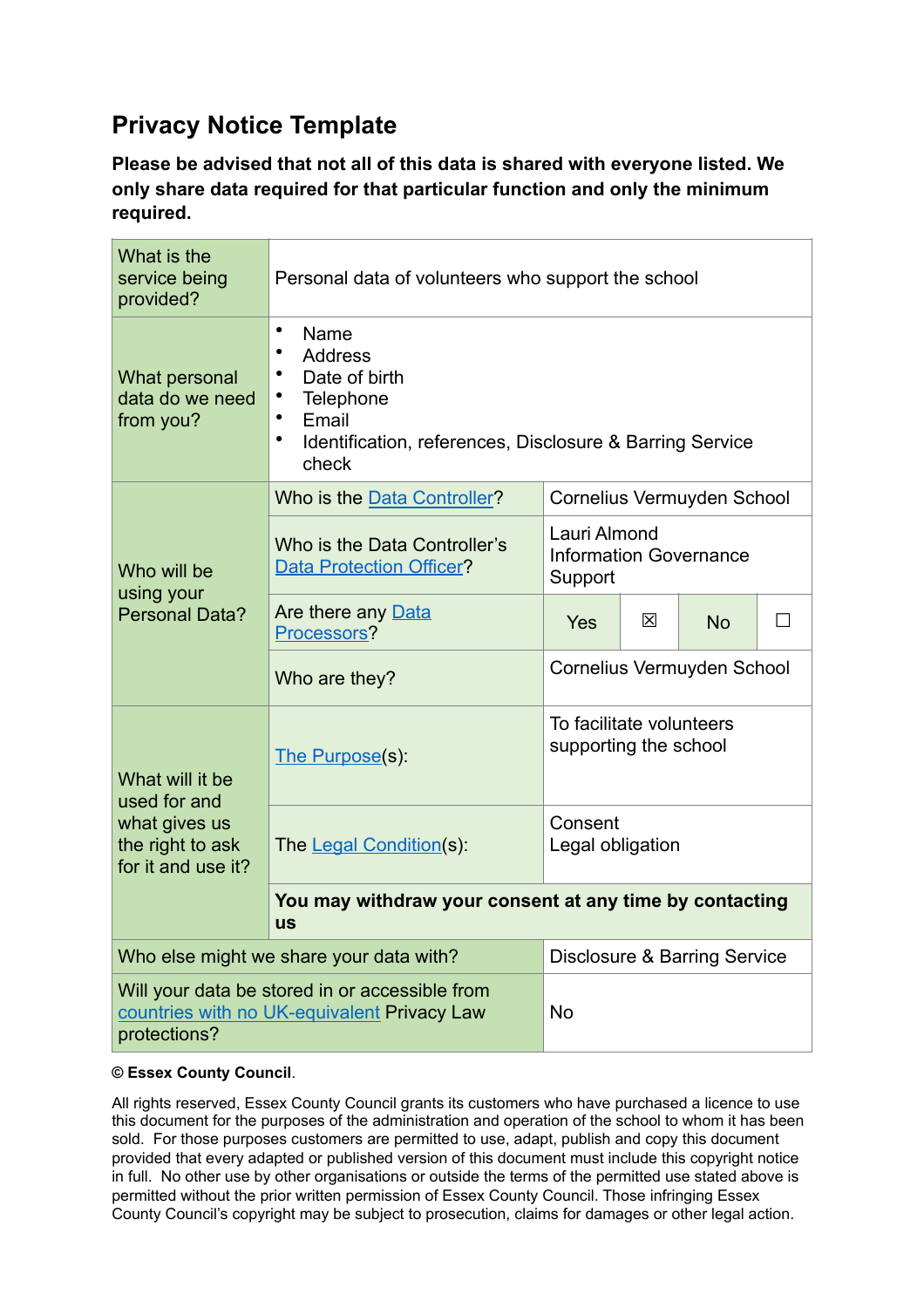# Privacy Notice Template

**Please be advised that not all of this data is shared with everyone listed. We only share data required for that particular function and only the minimum required.**

| | | | | | |
|---|---|---|---|---|---|
| What is the service being provided? | Personal data of volunteers who support the school | | | | |
| What personal data do we need from you? | • Name<br>• Address<br>• Date of birth<br>• Telephone<br>• Email<br>• Identification, references, Disclosure & Barring Service check | | | | |
| Who will be using your Personal Data? | Who is the Data Controller? | Cornelius Vermuyden School | | | |
| | Who is the Data Controller's Data Protection Officer? | Lauri Almond<br>Information Governance Support | | | |
| | Are there any Data Processors? | Yes | ☒ | No | ☐ |
| | Who are they? | Cornelius Vermuyden School | | | |
| What will it be used for and what gives us the right to ask for it and use it? | The Purpose(s): | To facilitate volunteers supporting the school | | | |
| | The Legal Condition(s): | Consent<br>Legal obligation | | | |
| | **You may withdraw your consent at any time by contacting us** | | | | |
| Who else might we share your data with? | | Disclosure & Barring Service | | | |
| Will your data be stored in or accessible from countries with no UK-equivalent Privacy Law protections? | | No | | | |

**© Essex County Council**.

All rights reserved, Essex County Council grants its customers who have purchased a licence to use this document for the purposes of the administration and operation of the school to whom it has been sold. For those purposes customers are permitted to use, adapt, publish and copy this document provided that every adapted or published version of this document must include this copyright notice in full. No other use by other organisations or outside the terms of the permitted use stated above is permitted without the prior written permission of Essex County Council. Those infringing Essex County Council's copyright may be subject to prosecution, claims for damages or other legal action.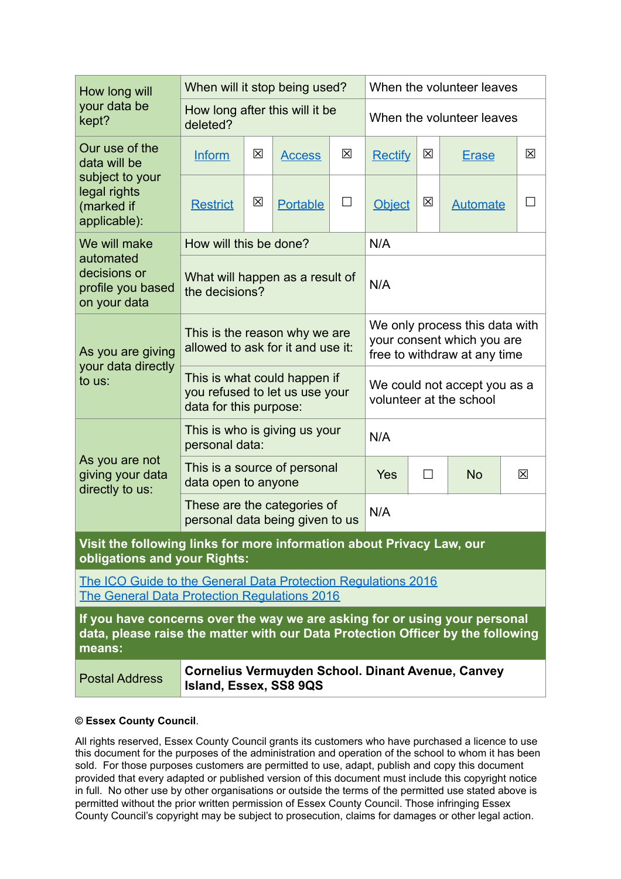| | | | | | | | | |
|---|---|---|---|---|---|---|---|---|
| How long will your data be kept? | When will it stop being used? | | | | When the volunteer leaves | | | |
| | How long after this will it be deleted? | | | | When the volunteer leaves | | | |
| Our use of the data will be subject to your legal rights (marked if applicable): | Inform | ☒ | Access | ☒ | Rectify | ☒ | Erase | ☒ |
| | Restrict | ☒ | Portable | ☐ | Object | ☒ | Automate | ☐ |
| We will make automated decisions or profile you based on your data | How will this be done? | | | | N/A | | | |
| | What will happen as a result of the decisions? | | | | N/A | | | |
| As you are giving your data directly to us: | This is the reason why we are allowed to ask for it and use it: | | | | We only process this data with your consent which you are free to withdraw at any time | | | |
| | This is what could happen if you refused to let us use your data for this purpose: | | | | We could not accept you as a volunteer at the school | | | |
| As you are not giving your data directly to us: | This is who is giving us your personal data: | | | | N/A | | | |
| | This is a source of personal data open to anyone | | | | Yes | ☐ | No | ☒ |
| | These are the categories of personal data being given to us | | | | N/A | | | |

**Visit the following links for more information about Privacy Law, our obligations and your Rights:**

The ICO Guide to the General Data Protection Regulations 2016
The General Data Protection Regulations 2016

**If you have concerns over the way we are asking for or using your personal data, please raise the matter with our Data Protection Officer by the following means:**

| | |
|---|---|
| Postal Address | **Cornelius Vermuyden School. Dinant Avenue, Canvey Island, Essex, SS8 9QS** |

**© Essex County Council**.

All rights reserved, Essex County Council grants its customers who have purchased a licence to use this document for the purposes of the administration and operation of the school to whom it has been sold. For those purposes customers are permitted to use, adapt, publish and copy this document provided that every adapted or published version of this document must include this copyright notice in full. No other use by other organisations or outside the terms of the permitted use stated above is permitted without the prior written permission of Essex County Council. Those infringing Essex County Council's copyright may be subject to prosecution, claims for damages or other legal action.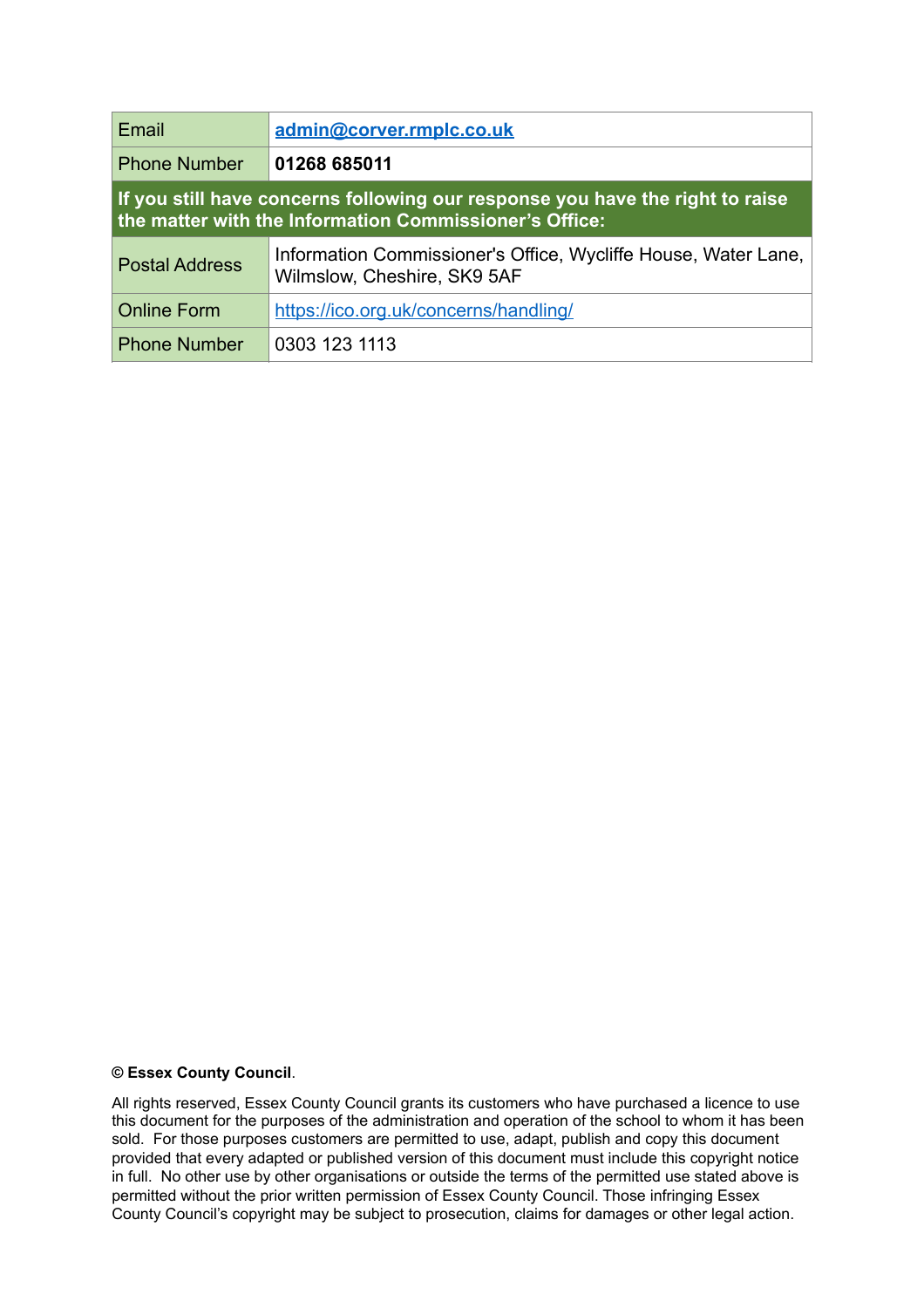| | |
|---|---|
| Email | **admin@corver.rmplc.co.uk** |
| Phone Number | **01268 685011** |
| **If you still have concerns following our response you have the right to raise the matter with the Information Commissioner's Office:** | |
| Postal Address | Information Commissioner's Office, Wycliffe House, Water Lane, Wilmslow, Cheshire, SK9 5AF |
| Online Form | https://ico.org.uk/concerns/handling/ |
| Phone Number | 0303 123 1113 |

**© Essex County Council**.

All rights reserved, Essex County Council grants its customers who have purchased a licence to use this document for the purposes of the administration and operation of the school to whom it has been sold. For those purposes customers are permitted to use, adapt, publish and copy this document provided that every adapted or published version of this document must include this copyright notice in full. No other use by other organisations or outside the terms of the permitted use stated above is permitted without the prior written permission of Essex County Council. Those infringing Essex County Council's copyright may be subject to prosecution, claims for damages or other legal action.